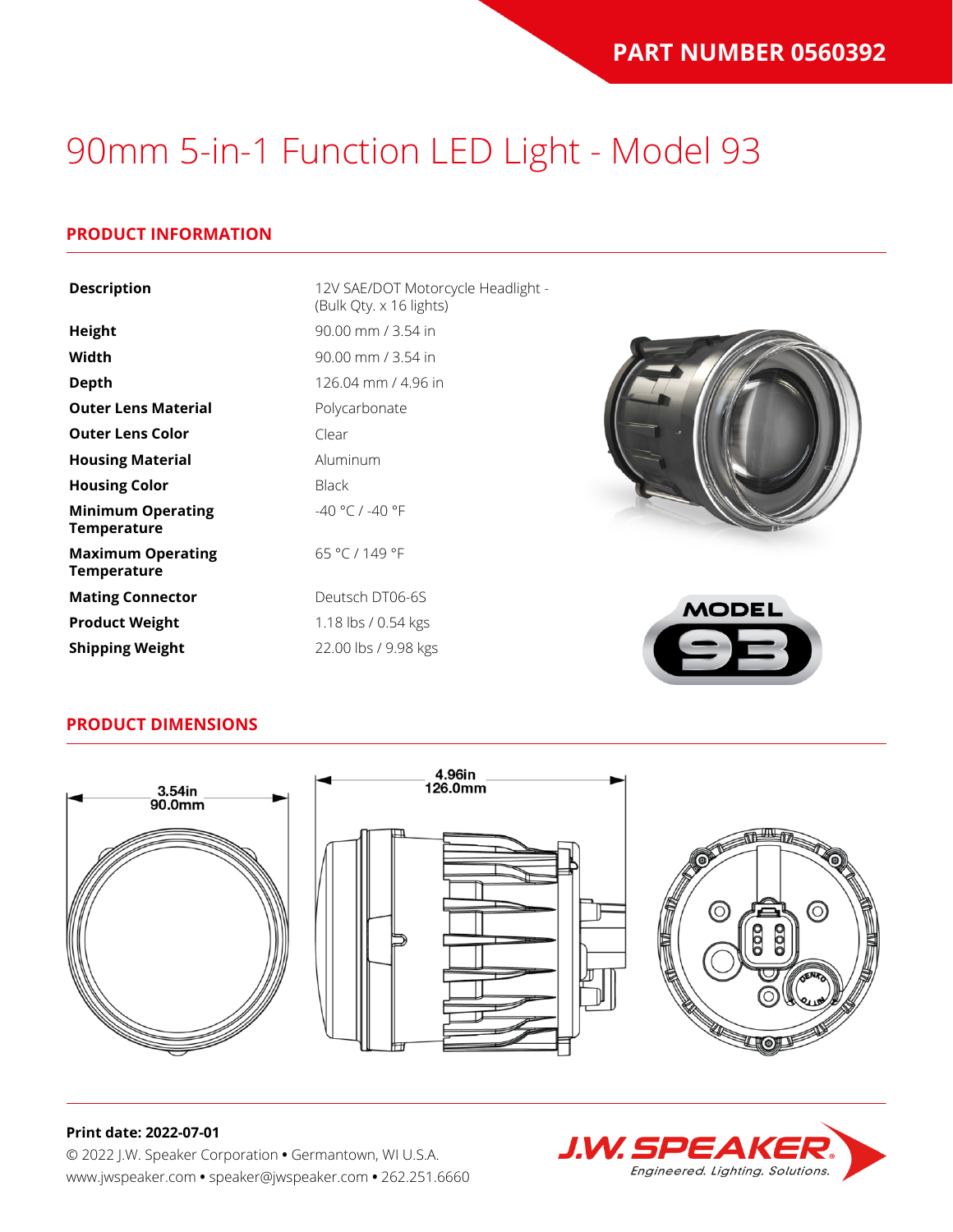**PART NUMBER 0560392**

# 90mm 5-in-1 Function LED Light - Model 93

## PRODUCT INFORMATION

| | |
|---|---|
| **Description** | 12V SAE/DOT Motorcycle Headlight - (Bulk Qty. x 16 lights) |
| **Height** | 90.00 mm / 3.54 in |
| **Width** | 90.00 mm / 3.54 in |
| **Depth** | 126.04 mm / 4.96 in |
| **Outer Lens Material** | Polycarbonate |
| **Outer Lens Color** | Clear |
| **Housing Material** | Aluminum |
| **Housing Color** | Black |
| **Minimum Operating Temperature** | -40 °C / -40 °F |
| **Maximum Operating Temperature** | 65 °C / 149 °F |
| **Mating Connector** | Deutsch DT06-6S |
| **Product Weight** | 1.18 lbs / 0.54 kgs |
| **Shipping Weight** | 22.00 lbs / 9.98 kgs |

MODEL 93

## PRODUCT DIMENSIONS

3.54in
90.0mm

4.96in
126.0mm

**Print date: 2022-07-01**

© 2022 J.W. Speaker Corporation • Germantown, WI U.S.A.
www.jwspeaker.com • speaker@jwspeaker.com • 262.251.6660

J.W. SPEAKER
*Engineered. Lighting. Solutions.*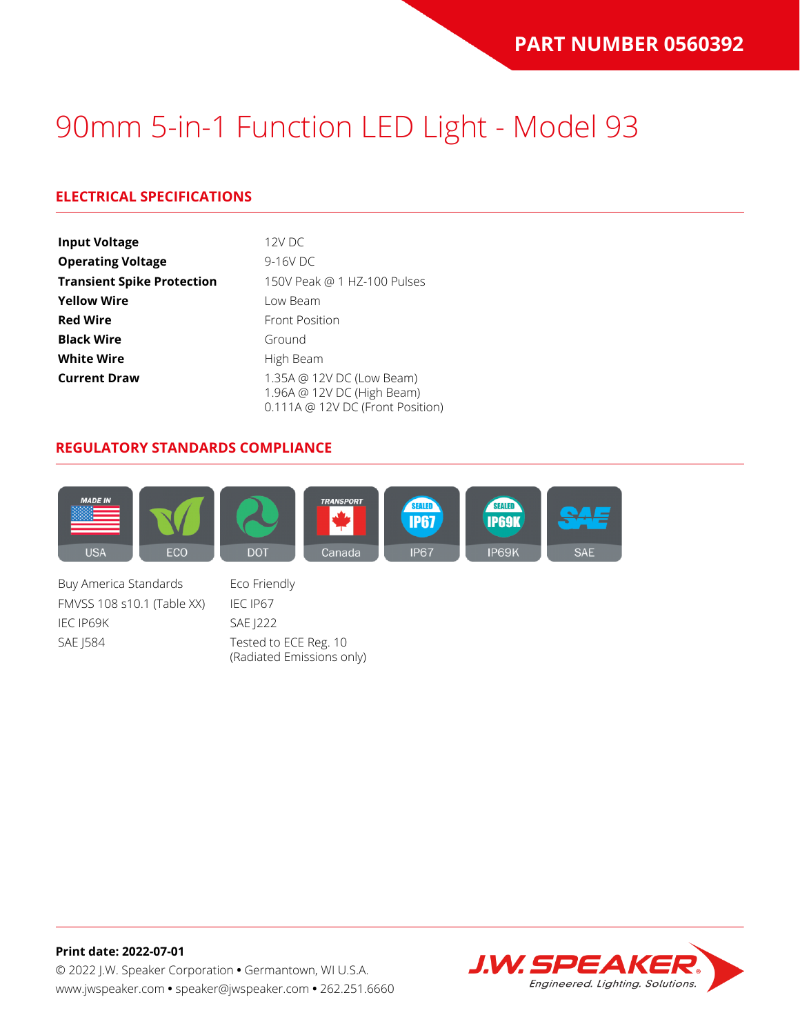PART NUMBER 0560392

# 90mm 5-in-1 Function LED Light - Model 93

## ELECTRICAL SPECIFICATIONS

| | |
|---|---|
| **Input Voltage** | 12V DC |
| **Operating Voltage** | 9-16V DC |
| **Transient Spike Protection** | 150V Peak @ 1 HZ-100 Pulses |
| **Yellow Wire** | Low Beam |
| **Red Wire** | Front Position |
| **Black Wire** | Ground |
| **White Wire** | High Beam |
| **Current Draw** | 1.35A @ 12V DC (Low Beam)<br>1.96A @ 12V DC (High Beam)<br>0.111A @ 12V DC (Front Position) |

## REGULATORY STANDARDS COMPLIANCE

USA | ECO | DOT | Canada | IP67 | IP69K | SAE

- Buy America Standards
- FMVSS 108 s10.1 (Table XX)
- IEC IP69K
- SAE J584
- Eco Friendly
- IEC IP67
- SAE J222
- Tested to ECE Reg. 10 (Radiated Emissions only)

**Print date: 2022-07-01**

© 2022 J.W. Speaker Corporation • Germantown, WI U.S.A.
www.jwspeaker.com • speaker@jwspeaker.com • 262.251.6660

J.W. SPEAKER® Engineered. Lighting. Solutions.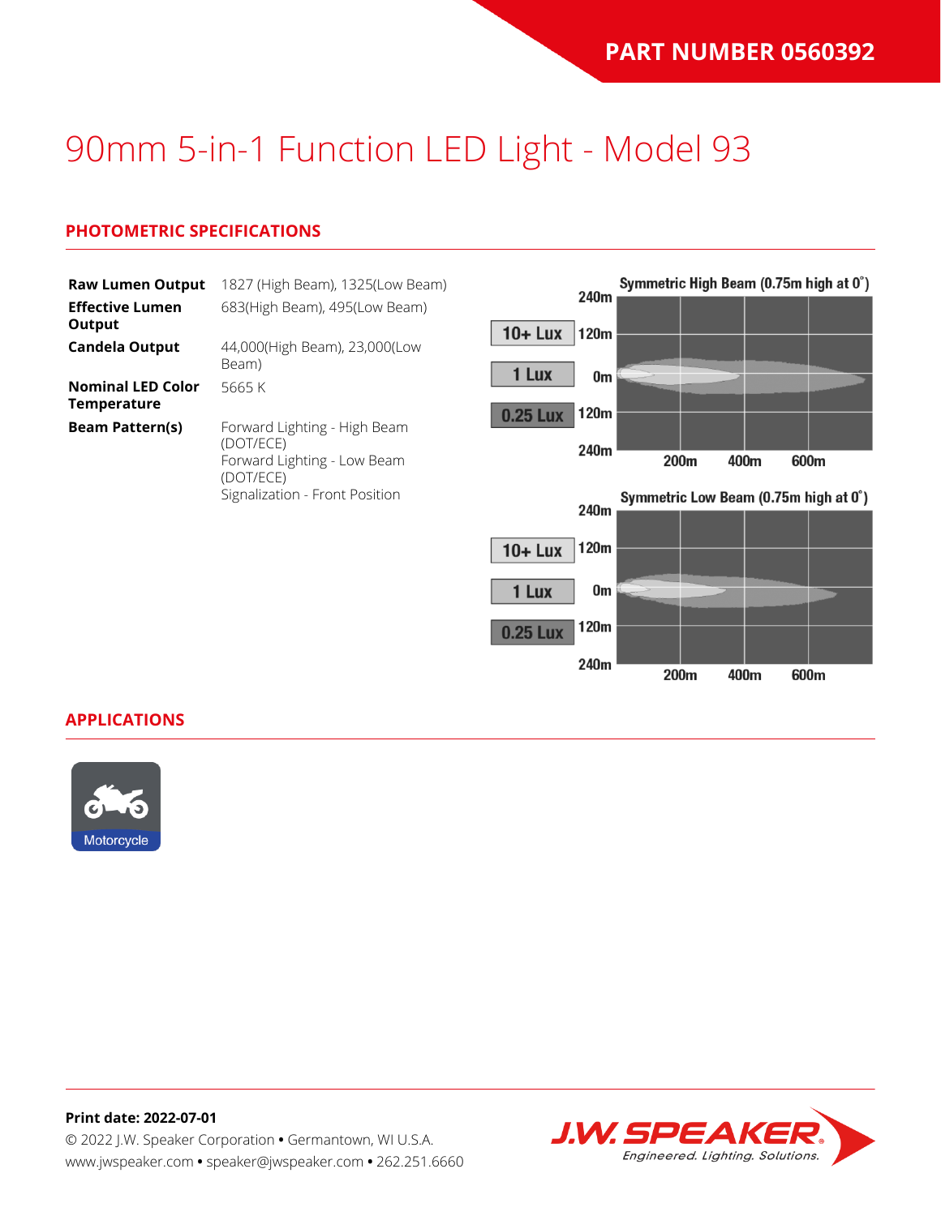**PART NUMBER 0560392**

# 90mm 5-in-1 Function LED Light - Model 93

## PHOTOMETRIC SPECIFICATIONS

| | |
|---|---|
| **Raw Lumen Output** | 1827 (High Beam), 1325(Low Beam) |
| **Effective Lumen Output** | 683(High Beam), 495(Low Beam) |
| **Candela Output** | 44,000(High Beam), 23,000(Low Beam) |
| **Nominal LED Color Temperature** | 5665 K |
| **Beam Pattern(s)** | Forward Lighting - High Beam (DOT/ECE)<br>Forward Lighting - Low Beam (DOT/ECE)<br>Signalization - Front Position |

Symmetric High Beam (0.75m high at 0˚)

10+ Lux | 1 Lux | 0.25 Lux

240m, 120m, 0m, 120m, 240m — 200m, 400m, 600m

Symmetric Low Beam (0.75m high at 0˚)

10+ Lux | 1 Lux | 0.25 Lux

240m, 120m, 0m, 120m, 240m — 200m, 400m, 600m

## APPLICATIONS

Motorcycle

**Print date: 2022-07-01**

© 2022 J.W. Speaker Corporation • Germantown, WI U.S.A.
www.jwspeaker.com • speaker@jwspeaker.com • 262.251.6660

J.W. SPEAKER® Engineered. Lighting. Solutions.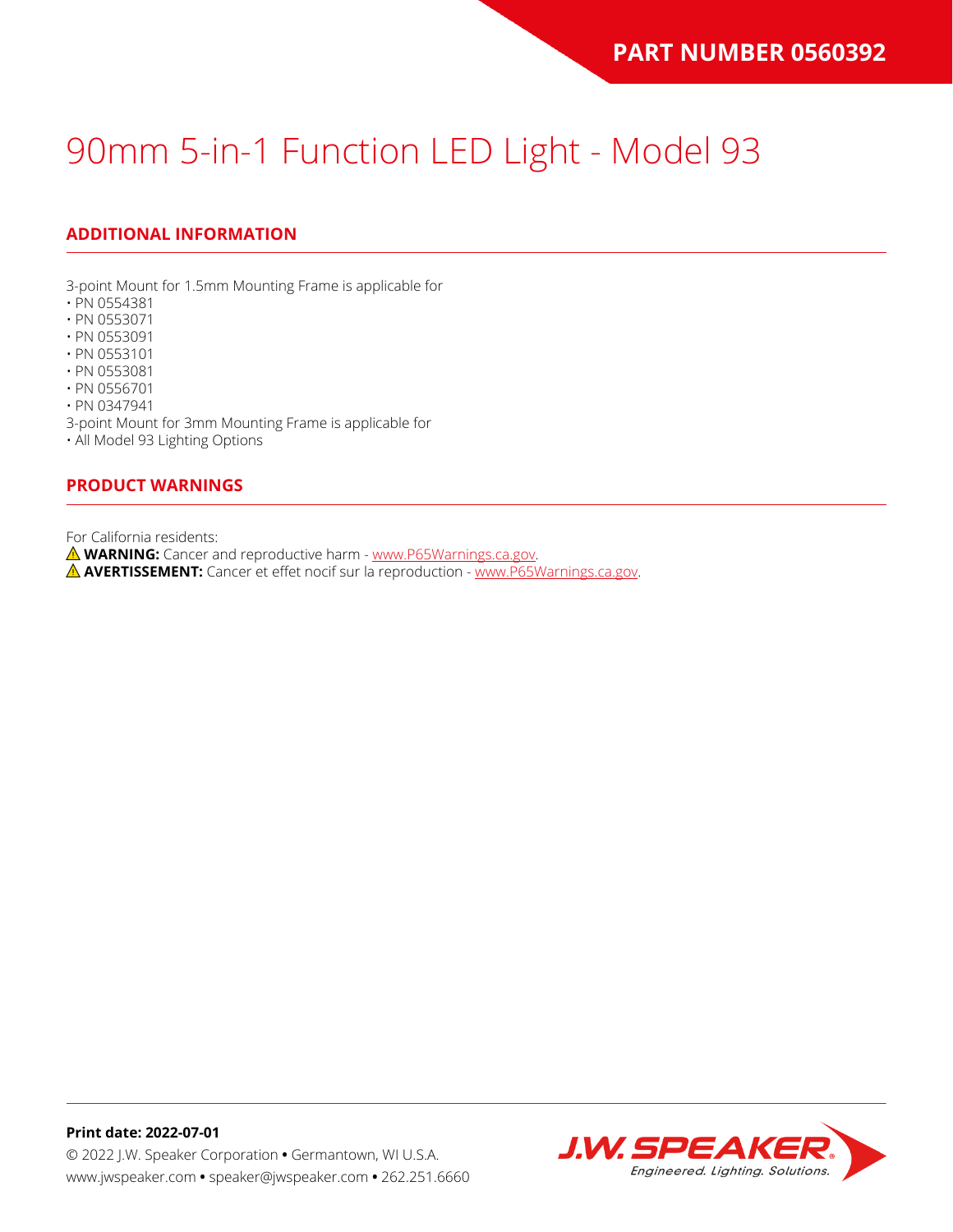**PART NUMBER 0560392**

# 90mm 5-in-1 Function LED Light - Model 93

## ADDITIONAL INFORMATION

3-point Mount for 1.5mm Mounting Frame is applicable for
- PN 0554381
- PN 0553071
- PN 0553091
- PN 0553101
- PN 0553081
- PN 0556701
- PN 0347941

3-point Mount for 3mm Mounting Frame is applicable for
- All Model 93 Lighting Options

## PRODUCT WARNINGS

For California residents:
⚠ **WARNING:** Cancer and reproductive harm - www.P65Warnings.ca.gov.
⚠ **AVERTISSEMENT:** Cancer et effet nocif sur la reproduction - www.P65Warnings.ca.gov.

**Print date: 2022-07-01**
© 2022 J.W. Speaker Corporation • Germantown, WI U.S.A.
www.jwspeaker.com • speaker@jwspeaker.com • 262.251.6660

J.W. SPEAKER Engineered. Lighting. Solutions.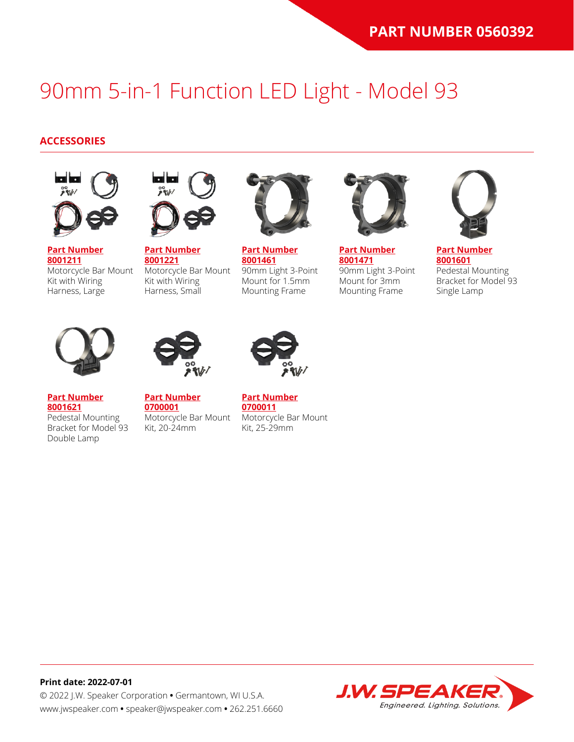# 90mm 5-in-1 Function LED Light - Model 93

## ACCESSORIES

**Part Number 8001211**
Motorcycle Bar Mount Kit with Wiring Harness, Large

**Part Number 8001221**
Motorcycle Bar Mount Kit with Wiring Harness, Small

**Part Number 8001461**
90mm Light 3-Point Mount for 1.5mm Mounting Frame

**Part Number 8001471**
90mm Light 3-Point Mount for 3mm Mounting Frame

**Part Number 8001601**
Pedestal Mounting Bracket for Model 93 Single Lamp

**Part Number 8001621**
Pedestal Mounting Bracket for Model 93 Double Lamp

**Part Number 0700001**
Motorcycle Bar Mount Kit, 20-24mm

**Part Number 0700011**
Motorcycle Bar Mount Kit, 25-29mm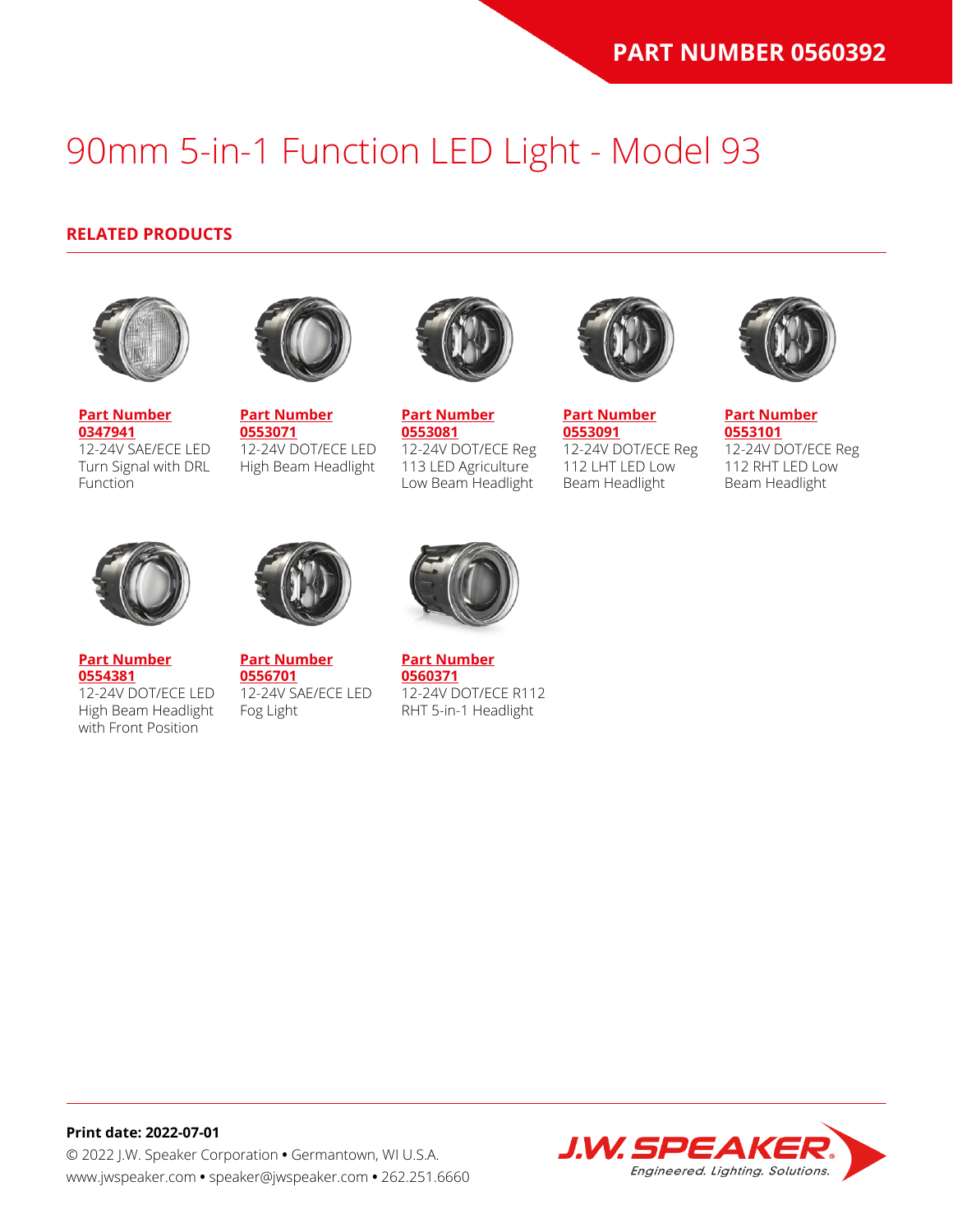# 90mm 5-in-1 Function LED Light - Model 93

## RELATED PRODUCTS

**Part Number 0347941**
12-24V SAE/ECE LED Turn Signal with DRL Function

**Part Number 0553071**
12-24V DOT/ECE LED High Beam Headlight

**Part Number 0553081**
12-24V DOT/ECE Reg 113 LED Agriculture Low Beam Headlight

**Part Number 0553091**
12-24V DOT/ECE Reg 112 LHT LED Low Beam Headlight

**Part Number 0553101**
12-24V DOT/ECE Reg 112 RHT LED Low Beam Headlight

**Part Number 0554381**
12-24V DOT/ECE LED High Beam Headlight with Front Position

**Part Number 0556701**
12-24V SAE/ECE LED Fog Light

**Part Number 0560371**
12-24V DOT/ECE R112 RHT 5-in-1 Headlight

**Print date: 2022-07-01**
© 2022 J.W. Speaker Corporation • Germantown, WI U.S.A.
www.jwspeaker.com • speaker@jwspeaker.com • 262.251.6660